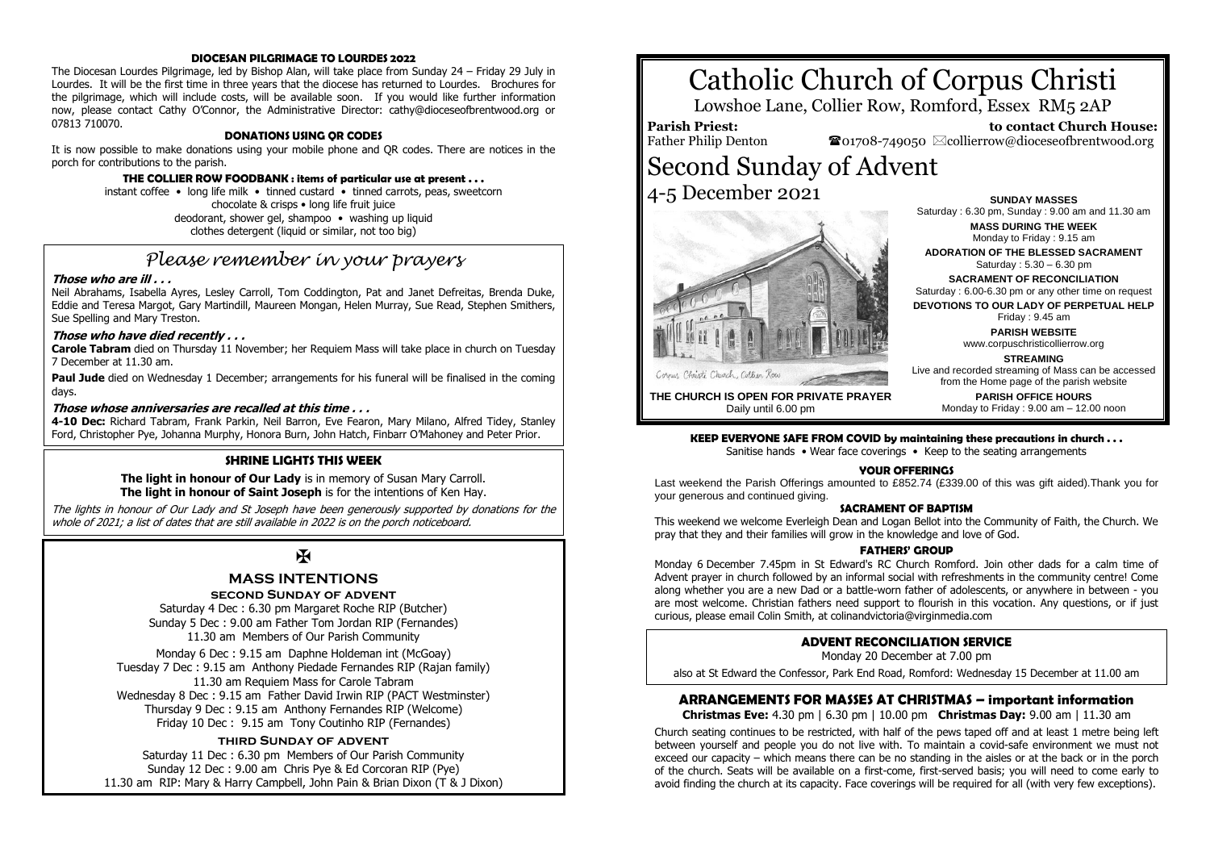#### DIOCESAN PILGRIMAGE TO LOURDES 2022

The Diocesan Lourdes Pilgrimage, led by Bishop Alan, will take place from Sunday 24 – Friday 29 July in Lourdes. It will be the first time in three years that the diocese has returned to Lourdes. Brochures for the pilgrimage, which will include costs, will be available soon. If you would like further information now, please contact Cathy O'Connor, the Administrative Director: cathy@dioceseofbrentwood.org or 07813 710070.

#### DONATIONS USING QR CODES

It is now possible to make donations using your mobile phone and QR codes. There are notices in the porch for contributions to the parish.

#### THE COLLIER ROW FOODBANK : items of particular use at present . . .

instant coffee • long life milk • tinned custard • tinned carrots, peas, sweetcorn
chocolate & crisps • long life fruit juice
deodorant, shower gel, shampoo • washing up liquid
clothes detergent (liquid or similar, not too big)

## *Please remember in your prayers*

***Those who are ill . . .***

Neil Abrahams, Isabella Ayres, Lesley Carroll, Tom Coddington, Pat and Janet Defreitas, Brenda Duke, Eddie and Teresa Margot, Gary Martindill, Maureen Mongan, Helen Murray, Sue Read, Stephen Smithers, Sue Spelling and Mary Treston.

***Those who have died recently . . .***

**Carole Tabram** died on Thursday 11 November; her Requiem Mass will take place in church on Tuesday 7 December at 11.30 am.

**Paul Jude** died on Wednesday 1 December; arrangements for his funeral will be finalised in the coming days.

***Those whose anniversaries are recalled at this time . . .***

**4-10 Dec:** Richard Tabram, Frank Parkin, Neil Barron, Eve Fearon, Mary Milano, Alfred Tidey, Stanley Ford, Christopher Pye, Johanna Murphy, Honora Burn, John Hatch, Finbarr O'Mahoney and Peter Prior.

#### SHRINE LIGHTS THIS WEEK

**The light in honour of Our Lady** is in memory of Susan Mary Carroll.
**The light in honour of Saint Joseph** is for the intentions of Ken Hay.

*The lights in honour of Our Lady and St Joseph have been generously supported by donations for the whole of 2021; a list of dates that are still available in 2022 is on the porch noticeboard.*

✠

### MASS INTENTIONS

#### SECOND SUNDAY OF ADVENT

Saturday 4 Dec : 6.30 pm Margaret Roche RIP (Butcher)
Sunday 5 Dec : 9.00 am Father Tom Jordan RIP (Fernandes)
11.30 am Members of Our Parish Community

Monday 6 Dec : 9.15 am Daphne Holdeman int (McGoay)
Tuesday 7 Dec : 9.15 am Anthony Piedade Fernandes RIP (Rajan family)
11.30 am Requiem Mass for Carole Tabram
Wednesday 8 Dec : 9.15 am Father David Irwin RIP (PACT Westminster)
Thursday 9 Dec : 9.15 am Anthony Fernandes RIP (Welcome)
Friday 10 Dec : 9.15 am Tony Coutinho RIP (Fernandes)

#### THIRD SUNDAY OF ADVENT

Saturday 11 Dec : 6.30 pm Members of Our Parish Community
Sunday 12 Dec : 9.00 am Chris Pye & Ed Corcoran RIP (Pye)
11.30 am RIP: Mary & Harry Campbell, John Pain & Brian Dixon (T & J Dixon)

# Catholic Church of Corpus Christi

Lowshoe Lane, Collier Row, Romford, Essex RM5 2AP

**Parish Priest:** Father Philip Denton

**to contact Church House:** ☎01708-749050 ✉collierrow@dioceseofbrentwood.org

# Second Sunday of Advent

## 4-5 December 2021

Corpus Christi Church, Collier Row

**THE CHURCH IS OPEN FOR PRIVATE PRAYER**
Daily until 6.00 pm

**SUNDAY MASSES**
Saturday : 6.30 pm, Sunday : 9.00 am and 11.30 am

**MASS DURING THE WEEK**
Monday to Friday : 9.15 am

**ADORATION OF THE BLESSED SACRAMENT**
Saturday : 5.30 – 6.30 pm

**SACRAMENT OF RECONCILIATION**
Saturday : 6.00-6.30 pm or any other time on request

**DEVOTIONS TO OUR LADY OF PERPETUAL HELP**
Friday : 9.45 am

**PARISH WEBSITE**
www.corpuschristicollierrow.org

**STREAMING**
Live and recorded streaming of Mass can be accessed from the Home page of the parish website

**PARISH OFFICE HOURS**
Monday to Friday : 9.00 am – 12.00 noon

#### KEEP EVERYONE SAFE FROM COVID by maintaining these precautions in church . . .

Sanitise hands • Wear face coverings • Keep to the seating arrangements

#### YOUR OFFERINGS

Last weekend the Parish Offerings amounted to £852.74 (£339.00 of this was gift aided).Thank you for your generous and continued giving.

#### SACRAMENT OF BAPTISM

This weekend we welcome Everleigh Dean and Logan Bellot into the Community of Faith, the Church. We pray that they and their families will grow in the knowledge and love of God.

#### FATHERS' GROUP

Monday 6 December 7.45pm in St Edward's RC Church Romford. Join other dads for a calm time of Advent prayer in church followed by an informal social with refreshments in the community centre! Come along whether you are a new Dad or a battle-worn father of adolescents, or anywhere in between - you are most welcome. Christian fathers need support to flourish in this vocation. Any questions, or if just curious, please email Colin Smith, at colinandvictoria@virginmedia.com

#### ADVENT RECONCILIATION SERVICE

Monday 20 December at 7.00 pm

also at St Edward the Confessor, Park End Road, Romford: Wednesday 15 December at 11.00 am

### ARRANGEMENTS FOR MASSES AT CHRISTMAS – important information

**Christmas Eve:** 4.30 pm | 6.30 pm | 10.00 pm **Christmas Day:** 9.00 am | 11.30 am

Church seating continues to be restricted, with half of the pews taped off and at least 1 metre being left between yourself and people you do not live with. To maintain a covid-safe environment we must not exceed our capacity – which means there can be no standing in the aisles or at the back or in the porch of the church. Seats will be available on a first-come, first-served basis; you will need to come early to avoid finding the church at its capacity. Face coverings will be required for all (with very few exceptions).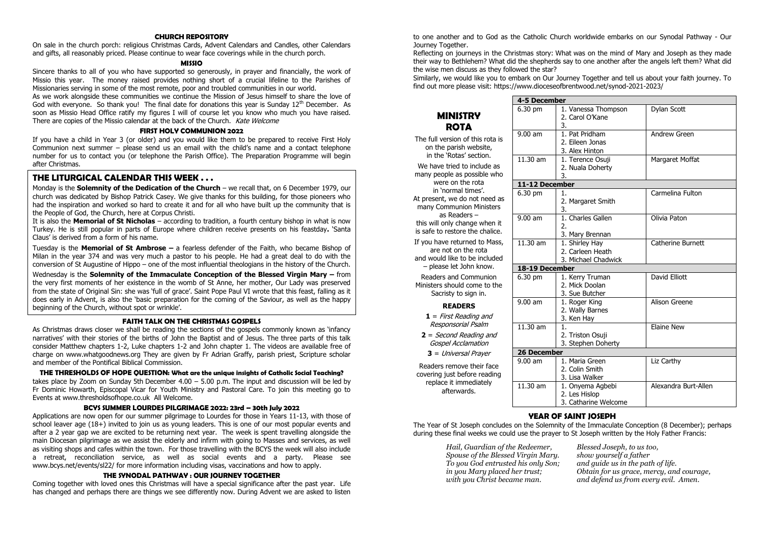### CHURCH REPOSITORY

On sale in the church porch: religious Christmas Cards, Advent Calendars and Candles, other Calendars and gifts, all reasonably priced. Please continue to wear face coverings while in the church porch.

### MISSIO

Sincere thanks to all of you who have supported so generously, in prayer and financially, the work of Missio this year. The money raised provides nothing short of a crucial lifeline to the Parishes of Missionaries serving in some of the most remote, poor and troubled communities in our world.

As we work alongside these communities we continue the Mission of Jesus himself to share the love of God with everyone. So thank you! The final date for donations this year is Sunday 12th December. As soon as Missio Head Office ratify my figures I will of course let you know who much you have raised. There are copies of the Missio calendar at the back of the Church. *Kate Welcome*

### FIRST HOLY COMMUNION 2022

If you have a child in Year 3 (or older) and you would like them to be prepared to receive First Holy Communion next summer – please send us an email with the child's name and a contact telephone number for us to contact you (or telephone the Parish Office). The Preparation Programme will begin after Christmas.

## THE LITURGICAL CALENDAR THIS WEEK . . .

Monday is the **Solemnity of the Dedication of the Church** – we recall that, on 6 December 1979, our church was dedicated by Bishop Patrick Casey. We give thanks for this building, for those pioneers who had the inspiration and worked so hard to create it and for all who have built up the community that is the People of God, the Church, here at Corpus Christi.

It is also the **Memorial of St Nicholas** – according to tradition, a fourth century bishop in what is now Turkey. He is still popular in parts of Europe where children receive presents on his feastday**.** 'Santa Claus' is derived from a form of his name.

Tuesday is the **Memorial of St Ambrose –** a fearless defender of the Faith, who became Bishop of Milan in the year 374 and was very much a pastor to his people. He had a great deal to do with the conversion of St Augustine of Hippo – one of the most influential theologians in the history of the Church.

Wednesday is the **Solemnity of the Immaculate Conception of the Blessed Virgin Mary –** from the very first moments of her existence in the womb of St Anne, her mother, Our Lady was preserved from the state of Original Sin: she was 'full of grace'. Saint Pope Paul VI wrote that this feast, falling as it does early in Advent, is also the 'basic preparation for the coming of the Saviour, as well as the happy beginning of the Church, without spot or wrinkle'.

### FAITH TALK ON THE CHRISTMAS GOSPELS

As Christmas draws closer we shall be reading the sections of the gospels commonly known as 'infancy narratives' with their stories of the births of John the Baptist and of Jesus. The three parts of this talk consider Matthew chapters 1-2, Luke chapters 1-2 and John chapter 1. The videos are available free of charge on www.whatgoodnews.org They are given by Fr Adrian Graffy, parish priest, Scripture scholar and member of the Pontifical Biblical Commission.

### THE THRESHOLDS OF HOPE QUESTION: What are the unique insights of Catholic Social Teaching?

takes place by Zoom on Sunday 5th December 4.00 – 5.00 p.m. The input and discussion will be led by Fr Dominic Howarth, Episcopal Vicar for Youth Ministry and Pastoral Care. To join this meeting go to Events at www.thresholdsofhope.co.uk All Welcome.

### BCYS SUMMER LOURDES PILGRIMAGE 2022: 23rd – 30th July 2022

Applications are now open for our summer pilgrimage to Lourdes for those in Years 11-13, with those of school leaver age (18+) invited to join us as young leaders. This is one of our most popular events and after a 2 year gap we are excited to be returning next year. The week is spent travelling alongside the main Diocesan pilgrimage as we assist the elderly and infirm with going to Masses and services, as well as visiting shops and cafes within the town. For those travelling with the BCYS the week will also include a retreat, reconciliation service, as well as social events and a party. Please see www.bcys.net/events/sl22/ for more information including visas, vaccinations and how to apply.

### THE SYNODAL PATHWAY : OUR JOURNEY TOGETHER

Coming together with loved ones this Christmas will have a special significance after the past year. Life has changed and perhaps there are things we see differently now. During Advent we are asked to listen to one another and to God as the Catholic Church worldwide embarks on our Synodal Pathway - Our Journey Together.

Reflecting on journeys in the Christmas story: What was on the mind of Mary and Joseph as they made their way to Bethlehem? What did the shepherds say to one another after the angels left them? What did the wise men discuss as they followed the star?

Similarly, we would like you to embark on Our Journey Together and tell us about your faith journey. To find out more please visit: https://www.dioceseofbrentwood.net/synod-2021-2023/

## MINISTRY ROTA

The full version of this rota is on the parish website, in the 'Rotas' section.

We have tried to include as many people as possible who were on the rota in 'normal times'.

At present, we do not need as many Communion Ministers as Readers – this will only change when it is safe to restore the chalice.

If you have returned to Mass, are not on the rota and would like to be included – please let John know.

Readers and Communion Ministers should come to the Sacristy to sign in.

### READERS

**1** = *First Reading and Responsorial Psalm*

**2** = *Second Reading and Gospel Acclamation*

**3** = *Universal Prayer*

Readers remove their face covering just before reading replace it immediately afterwards.

| | | |
|---|---|---|
| **4-5 December** | | |
| 6.30 pm | 1. Vanessa Thompson<br>2. Carol O'Kane<br>3. | Dylan Scott |
| 9.00 am | 1. Pat Pridham<br>2. Eileen Jonas<br>3. Alex Hinton | Andrew Green |
| 11.30 am | 1. Terence Osuji<br>2. Nuala Doherty<br>3. | Margaret Moffat |
| **11-12 December** | | |
| 6.30 pm | 1.<br>2. Margaret Smith<br>3. | Carmelina Fulton |
| 9.00 am | 1. Charles Gallen<br>2.<br>3. Mary Brennan | Olivia Paton |
| 11.30 am | 1. Shirley Hay<br>2. Carleen Heath<br>3. Michael Chadwick | Catherine Burnett |
| **18-19 December** | | |
| 6.30 pm | 1. Kerry Truman<br>2. Mick Doolan<br>3. Sue Butcher | David Elliott |
| 9.00 am | 1. Roger King<br>2. Wally Barnes<br>3. Ken Hay | Alison Greene |
| 11.30 am | 1.<br>2. Triston Osuji<br>3. Stephen Doherty | Elaine New |
| **26 December** | | |
| 9.00 am | 1. Maria Green<br>2. Colin Smith<br>3. Lisa Walker | Liz Carthy |
| 11.30 am | 1. Onyema Agbebi<br>2. Les Hislop<br>3. Catharine Welcome | Alexandra Burt-Allen |

### YEAR OF SAINT JOSEPH

The Year of St Joseph concludes on the Solemnity of the Immaculate Conception (8 December); perhaps during these final weeks we could use the prayer to St Joseph written by the Holy Father Francis:

*Hail, Guardian of the Redeemer,*
*Spouse of the Blessed Virgin Mary.*
*To you God entrusted his only Son;*
*in you Mary placed her trust;*
*with you Christ became man.*

*Blessed Joseph, to us too,*
*show yourself a father*
*and guide us in the path of life.*
*Obtain for us grace, mercy, and courage,*
*and defend us from every evil. Amen.*